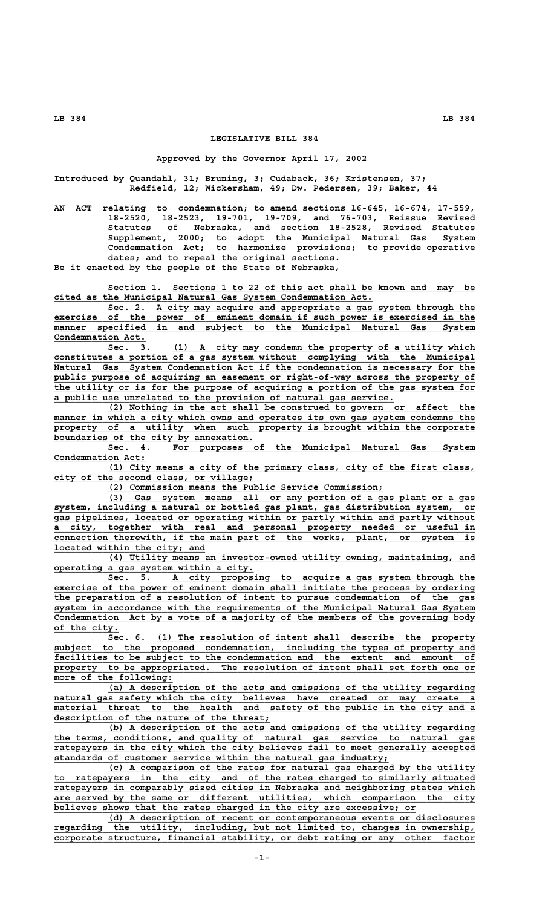# LEGISLATIVE BILL 384

Approved by the Governor April 17, 2002

Introduced by Quandahl, 31; Bruning, 3; Cudaback, 36; Kristensen, 37; Redfield, 12; Wickersham, 49; Dw. Pedersen, 39; Baker, 44

AN ACT relating to condemnation; to amend sections 16-645, 16-674, 17-559, 18-2520, 18-2523, 19-701, 19-709, and 76-703, Reissue Revised Statutes of Nebraska, and section 18-2528, Revised Statutes Supplement, 2000; to adopt the Municipal Natural Gas System Condemnation Act; to harmonize provisions; to provide operative dates; and to repeal the original sections.

Be it enacted by the people of the State of Nebraska,

Section 1. Sections 1 to 22 of this act shall be known and may be cited as the Municipal Natural Gas System Condemnation Act.

Sec. 2. A city may acquire and appropriate a gas system through the exercise of the power of eminent domain if such power is exercised in the manner specified in and subject to the Municipal Natural Gas System Condemnation Act.

Sec. 3. (1) A city may condemn the property of a utility which constitutes a portion of a gas system without complying with the Municipal Natural Gas System Condemnation Act if the condemnation is necessary for the public purpose of acquiring an easement or right-of-way across the property of the utility or is for the purpose of acquiring a portion of the gas system for a public use unrelated to the provision of natural gas service.

(2) Nothing in the act shall be construed to govern or affect the manner in which a city which owns and operates its own gas system condemns the property of a utility when such property is brought within the corporate boundaries of the city by annexation.

Sec. 4. For purposes of the Municipal Natural Gas System Condemnation Act:

(1) City means a city of the primary class, city of the first class, city of the second class, or village;

(2) Commission means the Public Service Commission;

(3) Gas system means all or any portion of a gas plant or a gas system, including a natural or bottled gas plant, gas distribution system, or gas pipelines, located or operating within or partly within and partly without a city, together with real and personal property needed or useful in connection therewith, if the main part of the works, plant, or system is located within the city; and

(4) Utility means an investor-owned utility owning, maintaining, and operating a gas system within a city.

Sec. 5. A city proposing to acquire a gas system through the exercise of the power of eminent domain shall initiate the process by ordering the preparation of a resolution of intent to pursue condemnation of the gas system in accordance with the requirements of the Municipal Natural Gas System Condemnation Act by a vote of a majority of the members of the governing body of the city.

Sec. 6. (1) The resolution of intent shall describe the property subject to the proposed condemnation, including the types of property and facilities to be subject to the condemnation and the extent and amount of property to be appropriated. The resolution of intent shall set forth one or more of the following:

(a) A description of the acts and omissions of the utility regarding natural gas safety which the city believes have created or may create a material threat to the health and safety of the public in the city and a description of the nature of the threat;

(b) A description of the acts and omissions of the utility regarding the terms, conditions, and quality of natural gas service to natural gas ratepayers in the city which the city believes fail to meet generally accepted standards of customer service within the natural gas industry;

(c) A comparison of the rates for natural gas charged by the utility to ratepayers in the city and of the rates charged to similarly situated ratepayers in comparably sized cities in Nebraska and neighboring states which are served by the same or different utilities, which comparison the city believes shows that the rates charged in the city are excessive; or

(d) A description of recent or contemporaneous events or disclosures regarding the utility, including, but not limited to, changes in ownership, corporate structure, financial stability, or debt rating or any other factor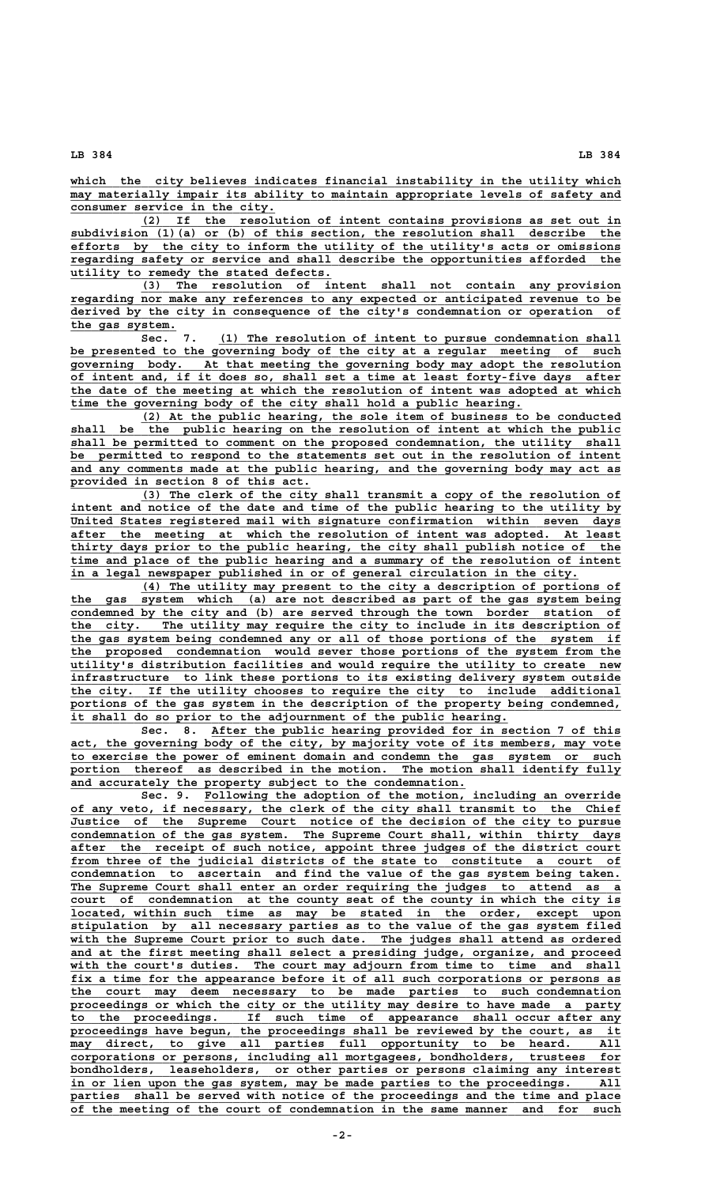which the city believes indicates financial instability in the utility which may materially impair its ability to maintain appropriate levels of safety and consumer service in the city.

(2) If the resolution of intent contains provisions as set out in subdivision (1)(a) or (b) of this section, the resolution shall describe the efforts by the city to inform the utility of the utility's acts or omissions regarding safety or service and shall describe the opportunities afforded the utility to remedy the stated defects.

(3) The resolution of intent shall not contain any provision regarding nor make any references to any expected or anticipated revenue to be derived by the city in consequence of the city's condemnation or operation of the gas system.

Sec. 7. (1) The resolution of intent to pursue condemnation shall be presented to the governing body of the city at a regular meeting of such governing body. At that meeting the governing body may adopt the resolution of intent and, if it does so, shall set a time at least forty-five days after the date of the meeting at which the resolution of intent was adopted at which time the governing body of the city shall hold a public hearing.

(2) At the public hearing, the sole item of business to be conducted shall be the public hearing on the resolution of intent at which the public shall be permitted to comment on the proposed condemnation, the utility shall be permitted to respond to the statements set out in the resolution of intent and any comments made at the public hearing, and the governing body may act as provided in section 8 of this act.

(3) The clerk of the city shall transmit a copy of the resolution of intent and notice of the date and time of the public hearing to the utility by United States registered mail with signature confirmation within seven days after the meeting at which the resolution of intent was adopted. At least thirty days prior to the public hearing, the city shall publish notice of the time and place of the public hearing and a summary of the resolution of intent in a legal newspaper published in or of general circulation in the city.

(4) The utility may present to the city a description of portions of the gas system which (a) are not described as part of the gas system being condemned by the city and (b) are served through the town border station of the city. The utility may require the city to include in its description of the gas system being condemned any or all of those portions of the system if the proposed condemnation would sever those portions of the system from the utility's distribution facilities and would require the utility to create new infrastructure to link these portions to its existing delivery system outside the city. If the utility chooses to require the city to include additional portions of the gas system in the description of the property being condemned, it shall do so prior to the adjournment of the public hearing.

Sec. 8. After the public hearing provided for in section 7 of this act, the governing body of the city, by majority vote of its members, may vote to exercise the power of eminent domain and condemn the gas system or such portion thereof as described in the motion. The motion shall identify fully and accurately the property subject to the condemnation.

Sec. 9. Following the adoption of the motion, including an override of any veto, if necessary, the clerk of the city shall transmit to the Chief Justice of the Supreme Court notice of the decision of the city to pursue condemnation of the gas system. The Supreme Court shall, within thirty days after the receipt of such notice, appoint three judges of the district court from three of the judicial districts of the state to constitute a court of condemnation to ascertain and find the value of the gas system being taken. The Supreme Court shall enter an order requiring the judges to attend as a court of condemnation at the county seat of the county in which the city is located, within such time as may be stated in the order, except upon stipulation by all necessary parties as to the value of the gas system filed with the Supreme Court prior to such date. The judges shall attend as ordered and at the first meeting shall select a presiding judge, organize, and proceed with the court's duties. The court may adjourn from time to time and shall fix a time for the appearance before it of all such corporations or persons as the court may deem necessary to be made parties to such condemnation proceedings or which the city or the utility may desire to have made a party to the proceedings. If such time of appearance shall occur after any proceedings have begun, the proceedings shall be reviewed by the court, as it may direct, to give all parties full opportunity to be heard. All corporations or persons, including all mortgagees, bondholders, trustees for bondholders, leaseholders, or other parties or persons claiming any interest in or lien upon the gas system, may be made parties to the proceedings. All parties shall be served with notice of the proceedings and the time and place of the meeting of the court of condemnation in the same manner and for such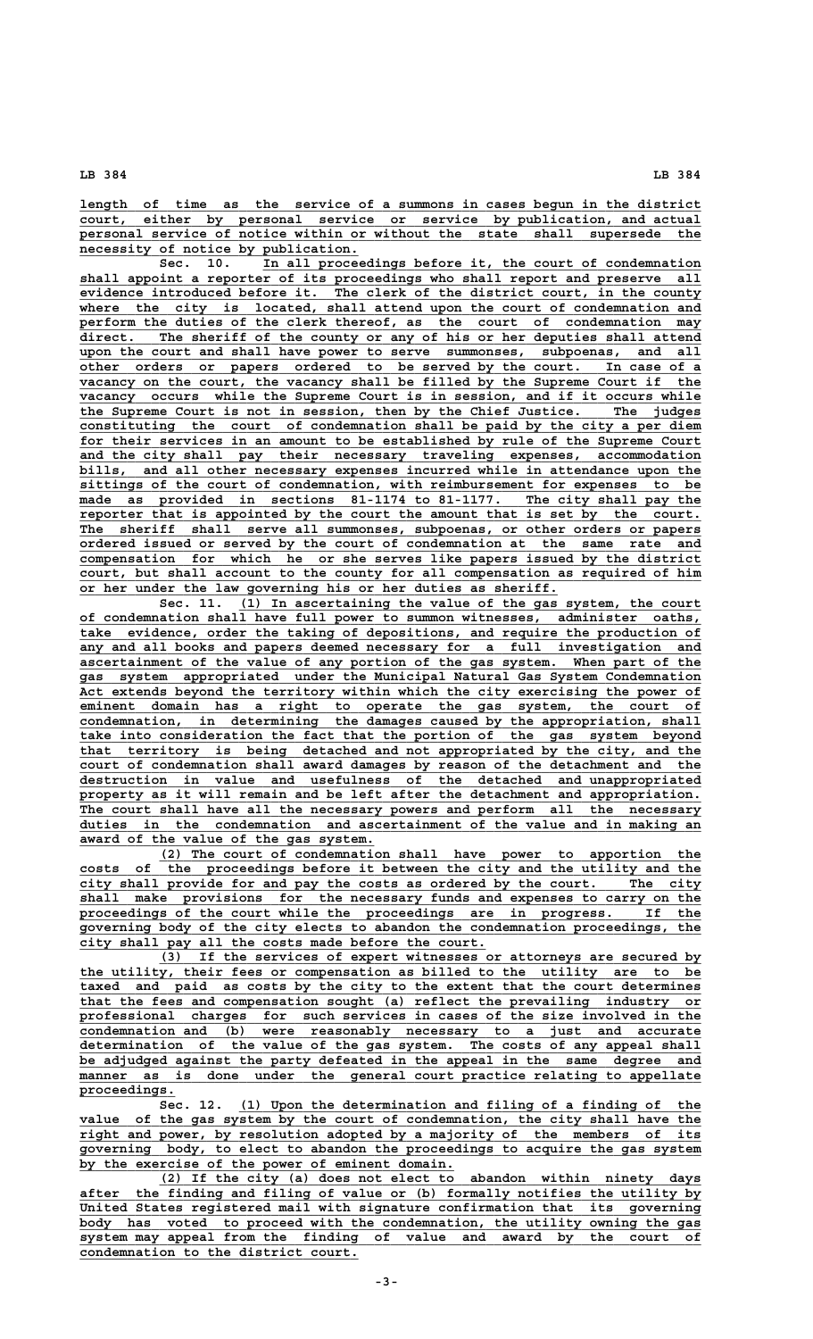length of time as the service of a summons in cases begun in the district court, either by personal service or service by publication, and actual personal service of notice within or without the state shall supersede the necessity of notice by publication.

Sec. 10. In all proceedings before it, the court of condemnation shall appoint a reporter of its proceedings who shall report and preserve all evidence introduced before it. The clerk of the district court, in the county where the city is located, shall attend upon the court of condemnation and perform the duties of the clerk thereof, as the court of condemnation may direct. The sheriff of the county or any of his or her deputies shall attend upon the court and shall have power to serve summonses, subpoenas, and all other orders or papers ordered to be served by the court. In case of a vacancy on the court, the vacancy shall be filled by the Supreme Court if the vacancy occurs while the Supreme Court is in session, and if it occurs while the Supreme Court is not in session, then by the Chief Justice. The judges constituting the court of condemnation shall be paid by the city a per diem for their services in an amount to be established by rule of the Supreme Court and the city shall pay their necessary traveling expenses, accommodation bills, and all other necessary expenses incurred while in attendance upon the sittings of the court of condemnation, with reimbursement for expenses to be made as provided in sections 81-1174 to 81-1177. The city shall pay the reporter that is appointed by the court the amount that is set by the court. The sheriff shall serve all summonses, subpoenas, or other orders or papers ordered issued or served by the court of condemnation at the same rate and compensation for which he or she serves like papers issued by the district court, but shall account to the county for all compensation as required of him or her under the law governing his or her duties as sheriff.

Sec. 11. (1) In ascertaining the value of the gas system, the court of condemnation shall have full power to summon witnesses, administer oaths, take evidence, order the taking of depositions, and require the production of any and all books and papers deemed necessary for a full investigation and ascertainment of the value of any portion of the gas system. When part of the gas system appropriated under the Municipal Natural Gas System Condemnation Act extends beyond the territory within which the city exercising the power of eminent domain has a right to operate the gas system, the court of condemnation, in determining the damages caused by the appropriation, shall take into consideration the fact that the portion of the gas system beyond that territory is being detached and not appropriated by the city, and the court of condemnation shall award damages by reason of the detachment and the destruction in value and usefulness of the detached and unappropriated property as it will remain and be left after the detachment and appropriation. The court shall have all the necessary powers and perform all the necessary duties in the condemnation and ascertainment of the value and in making an award of the value of the gas system.

(2) The court of condemnation shall have power to apportion the costs of the proceedings before it between the city and the utility and the city shall provide for and pay the costs as ordered by the court. The city shall make provisions for the necessary funds and expenses to carry on the proceedings of the court while the proceedings are in progress. If the governing body of the city elects to abandon the condemnation proceedings, the city shall pay all the costs made before the court.

(3) If the services of expert witnesses or attorneys are secured by the utility, their fees or compensation as billed to the utility are to be taxed and paid as costs by the city to the extent that the court determines that the fees and compensation sought (a) reflect the prevailing industry or professional charges for such services in cases of the size involved in the condemnation and (b) were reasonably necessary to a just and accurate determination of the value of the gas system. The costs of any appeal shall be adjudged against the party defeated in the appeal in the same degree and manner as is done under the general court practice relating to appellate proceedings.

Sec. 12. (1) Upon the determination and filing of a finding of the value of the gas system by the court of condemnation, the city shall have the right and power, by resolution adopted by a majority of the members of its governing body, to elect to abandon the proceedings to acquire the gas system by the exercise of the power of eminent domain.

(2) If the city (a) does not elect to abandon within ninety days after the finding and filing of value or (b) formally notifies the utility by United States registered mail with signature confirmation that its governing body has voted to proceed with the condemnation, the utility owning the gas system may appeal from the finding of value and award by the court of condemnation to the district court.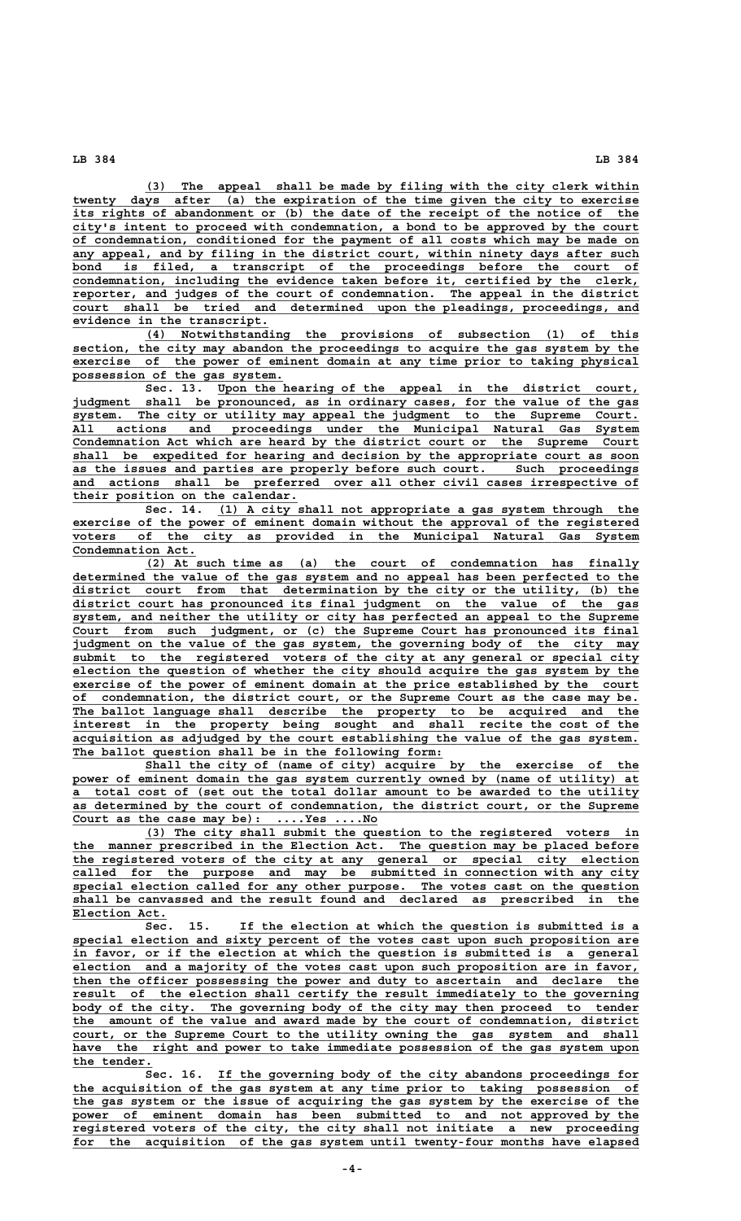(3) The appeal shall be made by filing with the city clerk within twenty days after (a) the expiration of the time given the city to exercise its rights of abandonment or (b) the date of the receipt of the notice of the city's intent to proceed with condemnation, a bond to be approved by the court of condemnation, conditioned for the payment of all costs which may be made on any appeal, and by filing in the district court, within ninety days after such bond is filed, a transcript of the proceedings before the court of condemnation, including the evidence taken before it, certified by the clerk, reporter, and judges of the court of condemnation. The appeal in the district court shall be tried and determined upon the pleadings, proceedings, and evidence in the transcript.

(4) Notwithstanding the provisions of subsection (1) of this section, the city may abandon the proceedings to acquire the gas system by the exercise of the power of eminent domain at any time prior to taking physical possession of the gas system.

Sec. 13. Upon the hearing of the appeal in the district court, judgment shall be pronounced, as in ordinary cases, for the value of the gas system. The city or utility may appeal the judgment to the Supreme Court. All actions and proceedings under the Municipal Natural Gas System Condemnation Act which are heard by the district court or the Supreme Court shall be expedited for hearing and decision by the appropriate court as soon as the issues and parties are properly before such court. Such proceedings and actions shall be preferred over all other civil cases irrespective of their position on the calendar.

Sec. 14. (1) A city shall not appropriate a gas system through the exercise of the power of eminent domain without the approval of the registered voters of the city as provided in the Municipal Natural Gas System Condemnation Act.

(2) At such time as (a) the court of condemnation has finally determined the value of the gas system and no appeal has been perfected to the district court from that determination by the city or the utility, (b) the district court has pronounced its final judgment on the value of the gas system, and neither the utility or city has perfected an appeal to the Supreme Court from such judgment, or (c) the Supreme Court has pronounced its final judgment on the value of the gas system, the governing body of the city may submit to the registered voters of the city at any general or special city election the question of whether the city should acquire the gas system by the exercise of the power of eminent domain at the price established by the court of condemnation, the district court, or the Supreme Court as the case may be. The ballot language shall describe the property to be acquired and the interest in the property being sought and shall recite the cost of the acquisition as adjudged by the court establishing the value of the gas system. The ballot question shall be in the following form:

Shall the city of (name of city) acquire by the exercise of the power of eminent domain the gas system currently owned by (name of utility) at a total cost of (set out the total dollar amount to be awarded to the utility as determined by the court of condemnation, the district court, or the Supreme Court as the case may be): ....Yes ....No

(3) The city shall submit the question to the registered voters in the manner prescribed in the Election Act. The question may be placed before the registered voters of the city at any general or special city election called for the purpose and may be submitted in connection with any city special election called for any other purpose. The votes cast on the question shall be canvassed and the result found and declared as prescribed in the Election Act.

Sec. 15. If the election at which the question is submitted is a special election and sixty percent of the votes cast upon such proposition are in favor, or if the election at which the question is submitted is a general election and a majority of the votes cast upon such proposition are in favor, then the officer possessing the power and duty to ascertain and declare the result of the election shall certify the result immediately to the governing body of the city. The governing body of the city may then proceed to tender the amount of the value and award made by the court of condemnation, district court, or the Supreme Court to the utility owning the gas system and shall have the right and power to take immediate possession of the gas system upon the tender.

Sec. 16. If the governing body of the city abandons proceedings for the acquisition of the gas system at any time prior to taking possession of the gas system or the issue of acquiring the gas system by the exercise of the power of eminent domain has been submitted to and not approved by the registered voters of the city, the city shall not initiate a new proceeding for the acquisition of the gas system until twenty-four months have elapsed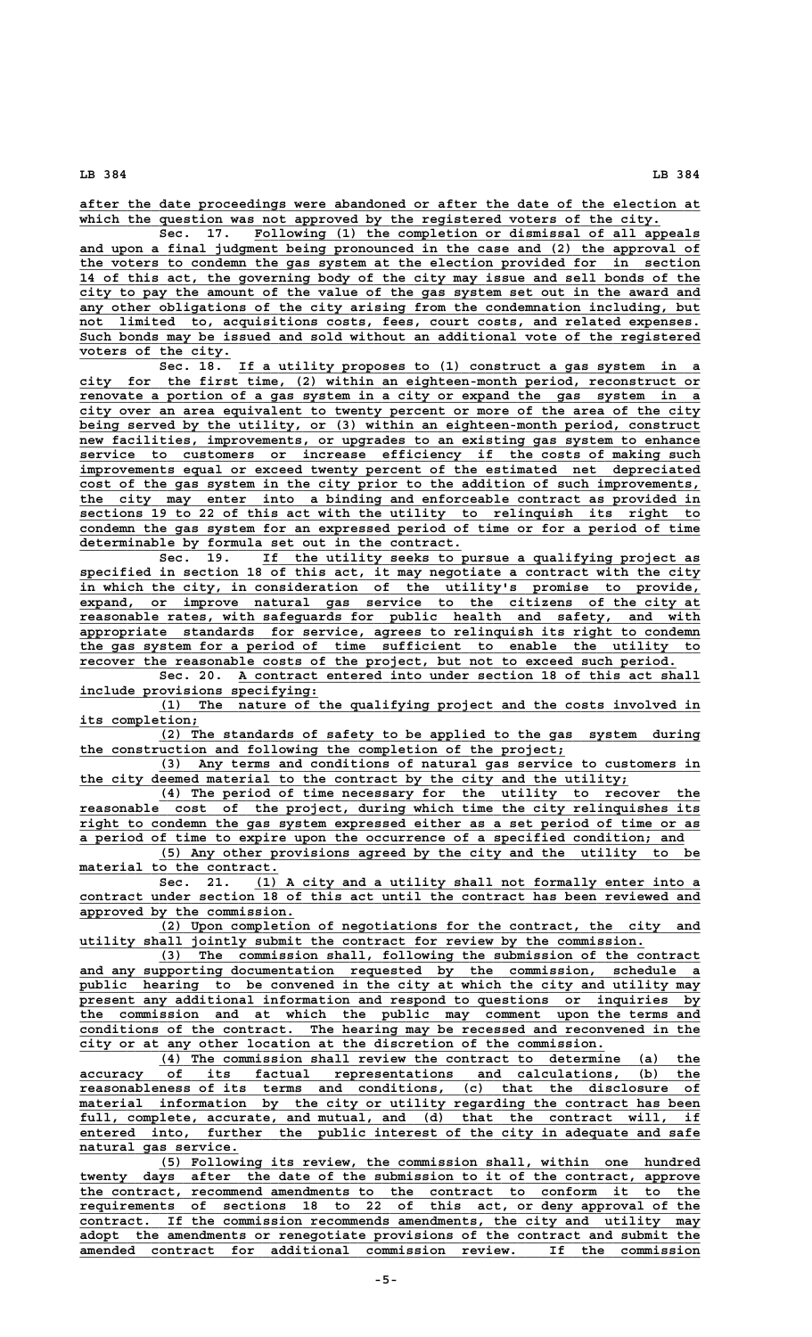after the date proceedings were abandoned or after the date of the election at which the question was not approved by the registered voters of the city.

Sec. 17. Following (1) the completion or dismissal of all appeals and upon a final judgment being pronounced in the case and (2) the approval of the voters to condemn the gas system at the election provided for in section 14 of this act, the governing body of the city may issue and sell bonds of the city to pay the amount of the value of the gas system set out in the award and any other obligations of the city arising from the condemnation including, but not limited to, acquisitions costs, fees, court costs, and related expenses. Such bonds may be issued and sold without an additional vote of the registered voters of the city.

Sec. 18. If a utility proposes to (1) construct a gas system in a city for the first time, (2) within an eighteen-month period, reconstruct or renovate a portion of a gas system in a city or expand the gas system in a city over an area equivalent to twenty percent or more of the area of the city being served by the utility, or (3) within an eighteen-month period, construct new facilities, improvements, or upgrades to an existing gas system to enhance service to customers or increase efficiency if the costs of making such improvements equal or exceed twenty percent of the estimated net depreciated cost of the gas system in the city prior to the addition of such improvements, the city may enter into a binding and enforceable contract as provided in sections 19 to 22 of this act with the utility to relinquish its right to condemn the gas system for an expressed period of time or for a period of time determinable by formula set out in the contract.

Sec. 19. If the utility seeks to pursue a qualifying project as specified in section 18 of this act, it may negotiate a contract with the city in which the city, in consideration of the utility's promise to provide, expand, or improve natural gas service to the citizens of the city at reasonable rates, with safeguards for public health and safety, and with appropriate standards for service, agrees to relinquish its right to condemn the gas system for a period of time sufficient to enable the utility to recover the reasonable costs of the project, but not to exceed such period.

Sec. 20. A contract entered into under section 18 of this act shall include provisions specifying:

(1) The nature of the qualifying project and the costs involved in its completion;

(2) The standards of safety to be applied to the gas system during the construction and following the completion of the project;

(3) Any terms and conditions of natural gas service to customers in the city deemed material to the contract by the city and the utility;

(4) The period of time necessary for the utility to recover the reasonable cost of the project, during which time the city relinquishes its right to condemn the gas system expressed either as a set period of time or as a period of time to expire upon the occurrence of a specified condition; and

(5) Any other provisions agreed by the city and the utility to be material to the contract.

Sec. 21. (1) A city and a utility shall not formally enter into a contract under section 18 of this act until the contract has been reviewed and approved by the commission.

(2) Upon completion of negotiations for the contract, the city and utility shall jointly submit the contract for review by the commission.

(3) The commission shall, following the submission of the contract and any supporting documentation requested by the commission, schedule a public hearing to be convened in the city at which the city and utility may present any additional information and respond to questions or inquiries by the commission and at which the public may comment upon the terms and conditions of the contract. The hearing may be recessed and reconvened in the city or at any other location at the discretion of the commission.

(4) The commission shall review the contract to determine (a) the accuracy of its factual representations and calculations, (b) the reasonableness of its terms and conditions, (c) that the disclosure of material information by the city or utility regarding the contract has been full, complete, accurate, and mutual, and (d) that the contract will, if entered into, further the public interest of the city in adequate and safe natural gas service.

(5) Following its review, the commission shall, within one hundred twenty days after the date of the submission to it of the contract, approve the contract, recommend amendments to the contract to conform it to the requirements of sections 18 to 22 of this act, or deny approval of the contract. If the commission recommends amendments, the city and utility may adopt the amendments or renegotiate provisions of the contract and submit the amended contract for additional commission review. If the commission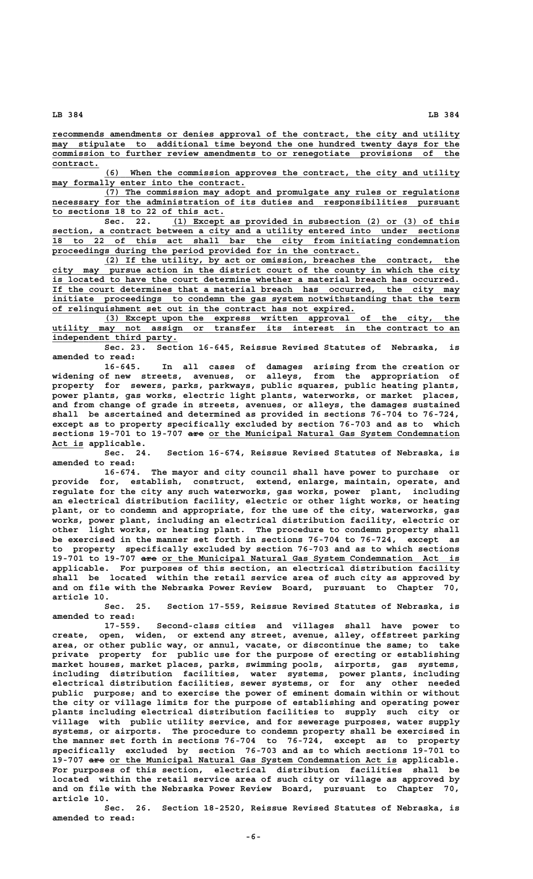recommends amendments or denies approval of the contract, the city and utility may stipulate to additional time beyond the one hundred twenty days for the commission to further review amendments to or renegotiate provisions of the contract.

(6) When the commission approves the contract, the city and utility may formally enter into the contract.

(7) The commission may adopt and promulgate any rules or regulations necessary for the administration of its duties and responsibilities pursuant to sections 18 to 22 of this act.

Sec. 22. (1) Except as provided in subsection (2) or (3) of this section, a contract between a city and a utility entered into under sections 18 to 22 of this act shall bar the city from initiating condemnation proceedings during the period provided for in the contract.

(2) If the utility, by act or omission, breaches the contract, the city may pursue action in the district court of the county in which the city is located to have the court determine whether a material breach has occurred. If the court determines that a material breach has occurred, the city may initiate proceedings to condemn the gas system notwithstanding that the term of relinquishment set out in the contract has not expired.

(3) Except upon the express written approval of the city, the utility may not assign or transfer its interest in the contract to an independent third party.

Sec. 23. Section 16-645, Reissue Revised Statutes of Nebraska, is amended to read:

16-645. In all cases of damages arising from the creation or widening of new streets, avenues, or alleys, from the appropriation of property for sewers, parks, parkways, public squares, public heating plants, power plants, gas works, electric light plants, waterworks, or market places, and from change of grade in streets, avenues, or alleys, the damages sustained shall be ascertained and determined as provided in sections 76-704 to 76-724, except as to property specifically excluded by section 76-703 and as to which sections 19-701 to 19-707 ~~are~~ or the Municipal Natural Gas System Condemnation Act is applicable.

Sec. 24. Section 16-674, Reissue Revised Statutes of Nebraska, is amended to read:

16-674. The mayor and city council shall have power to purchase or provide for, establish, construct, extend, enlarge, maintain, operate, and regulate for the city any such waterworks, gas works, power plant, including an electrical distribution facility, electric or other light works, or heating plant, or to condemn and appropriate, for the use of the city, waterworks, gas works, power plant, including an electrical distribution facility, electric or other light works, or heating plant. The procedure to condemn property shall be exercised in the manner set forth in sections 76-704 to 76-724, except as to property specifically excluded by section 76-703 and as to which sections 19-701 to 19-707 ~~are~~ or the Municipal Natural Gas System Condemnation Act is applicable. For purposes of this section, an electrical distribution facility shall be located within the retail service area of such city as approved by and on file with the Nebraska Power Review Board, pursuant to Chapter 70, article 10.

Sec. 25. Section 17-559, Reissue Revised Statutes of Nebraska, is amended to read:

17-559. Second-class cities and villages shall have power to create, open, widen, or extend any street, avenue, alley, offstreet parking area, or other public way, or annul, vacate, or discontinue the same; to take private property for public use for the purpose of erecting or establishing market houses, market places, parks, swimming pools, airports, gas systems, including distribution facilities, water systems, power plants, including electrical distribution facilities, sewer systems, or for any other needed public purpose; and to exercise the power of eminent domain within or without the city or village limits for the purpose of establishing and operating power plants including electrical distribution facilities to supply such city or village with public utility service, and for sewerage purposes, water supply systems, or airports. The procedure to condemn property shall be exercised in the manner set forth in sections 76-704 to 76-724, except as to property specifically excluded by section 76-703 and as to which sections 19-701 to 19-707 ~~are~~ or the Municipal Natural Gas System Condemnation Act is applicable. For purposes of this section, electrical distribution facilities shall be located within the retail service area of such city or village as approved by and on file with the Nebraska Power Review Board, pursuant to Chapter 70, article 10.

Sec. 26. Section 18-2520, Reissue Revised Statutes of Nebraska, is amended to read: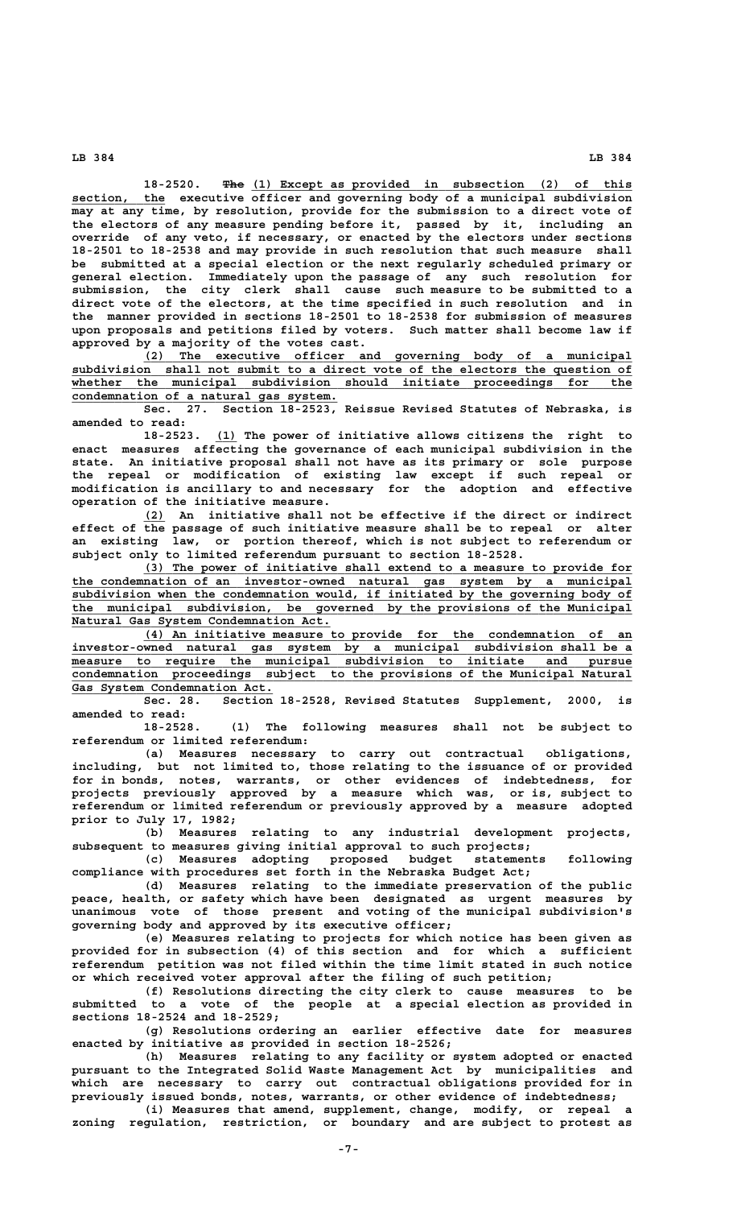18-2520. ~~The~~ (1) Except as provided in subsection (2) of this section, the executive officer and governing body of a municipal subdivision may at any time, by resolution, provide for the submission to a direct vote of the electors of any measure pending before it, passed by it, including an override of any veto, if necessary, or enacted by the electors under sections 18-2501 to 18-2538 and may provide in such resolution that such measure shall be submitted at a special election or the next regularly scheduled primary or general election. Immediately upon the passage of any such resolution for submission, the city clerk shall cause such measure to be submitted to a direct vote of the electors, at the time specified in such resolution and in the manner provided in sections 18-2501 to 18-2538 for submission of measures upon proposals and petitions filed by voters. Such matter shall become law if approved by a majority of the votes cast.

(2) The executive officer and governing body of a municipal subdivision shall not submit to a direct vote of the electors the question of whether the municipal subdivision should initiate proceedings for the condemnation of a natural gas system.

Sec. 27. Section 18-2523, Reissue Revised Statutes of Nebraska, is amended to read:

18-2523. (1) The power of initiative allows citizens the right to enact measures affecting the governance of each municipal subdivision in the state. An initiative proposal shall not have as its primary or sole purpose the repeal or modification of existing law except if such repeal or modification is ancillary to and necessary for the adoption and effective operation of the initiative measure.

(2) An initiative shall not be effective if the direct or indirect effect of the passage of such initiative measure shall be to repeal or alter an existing law, or portion thereof, which is not subject to referendum or subject only to limited referendum pursuant to section 18-2528.

(3) The power of initiative shall extend to a measure to provide for the condemnation of an investor-owned natural gas system by a municipal subdivision when the condemnation would, if initiated by the governing body of the municipal subdivision, be governed by the provisions of the Municipal Natural Gas System Condemnation Act.

(4) An initiative measure to provide for the condemnation of an investor-owned natural gas system by a municipal subdivision shall be a measure to require the municipal subdivision to initiate and pursue condemnation proceedings subject to the provisions of the Municipal Natural Gas System Condemnation Act.

Sec. 28. Section 18-2528, Revised Statutes Supplement, 2000, is amended to read:

18-2528. (1) The following measures shall not be subject to referendum or limited referendum:

(a) Measures necessary to carry out contractual obligations, including, but not limited to, those relating to the issuance of or provided for in bonds, notes, warrants, or other evidences of indebtedness, for projects previously approved by a measure which was, or is, subject to referendum or limited referendum or previously approved by a measure adopted prior to July 17, 1982;

(b) Measures relating to any industrial development projects, subsequent to measures giving initial approval to such projects;

(c) Measures adopting proposed budget statements following compliance with procedures set forth in the Nebraska Budget Act;

(d) Measures relating to the immediate preservation of the public peace, health, or safety which have been designated as urgent measures by unanimous vote of those present and voting of the municipal subdivision's governing body and approved by its executive officer;

(e) Measures relating to projects for which notice has been given as provided for in subsection (4) of this section and for which a sufficient referendum petition was not filed within the time limit stated in such notice or which received voter approval after the filing of such petition;

(f) Resolutions directing the city clerk to cause measures to be submitted to a vote of the people at a special election as provided in sections 18-2524 and 18-2529;

(g) Resolutions ordering an earlier effective date for measures enacted by initiative as provided in section 18-2526;

(h) Measures relating to any facility or system adopted or enacted pursuant to the Integrated Solid Waste Management Act by municipalities and which are necessary to carry out contractual obligations provided for in previously issued bonds, notes, warrants, or other evidence of indebtedness;

(i) Measures that amend, supplement, change, modify, or repeal a zoning regulation, restriction, or boundary and are subject to protest as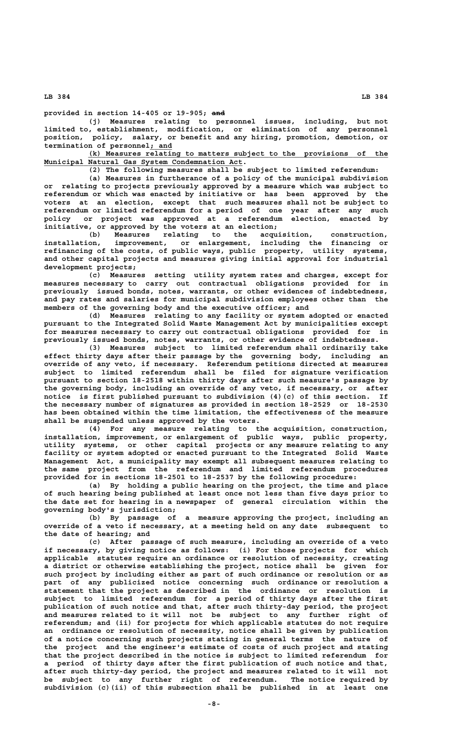provided in section 14-405 or 19-905; ~~and~~

(j) Measures relating to personnel issues, including, but not limited to, establishment, modification, or elimination of any personnel position, policy, salary, or benefit and any hiring, promotion, demotion, or termination of personnel; and

(k) Measures relating to matters subject to the provisions of the Municipal Natural Gas System Condemnation Act.

(2) The following measures shall be subject to limited referendum:

(a) Measures in furtherance of a policy of the municipal subdivision or relating to projects previously approved by a measure which was subject to referendum or which was enacted by initiative or has been approved by the voters at an election, except that such measures shall not be subject to referendum or limited referendum for a period of one year after any such policy or project was approved at a referendum election, enacted by initiative, or approved by the voters at an election;

(b) Measures relating to the acquisition, construction, installation, improvement, or enlargement, including the financing or refinancing of the costs, of public ways, public property, utility systems, and other capital projects and measures giving initial approval for industrial development projects;

(c) Measures setting utility system rates and charges, except for measures necessary to carry out contractual obligations provided for in previously issued bonds, notes, warrants, or other evidences of indebtedness, and pay rates and salaries for municipal subdivision employees other than the members of the governing body and the executive officer; and

(d) Measures relating to any facility or system adopted or enacted pursuant to the Integrated Solid Waste Management Act by municipalities except for measures necessary to carry out contractual obligations provided for in previously issued bonds, notes, warrants, or other evidence of indebtedness.

(3) Measures subject to limited referendum shall ordinarily take effect thirty days after their passage by the governing body, including an override of any veto, if necessary. Referendum petitions directed at measures subject to limited referendum shall be filed for signature verification pursuant to section 18-2518 within thirty days after such measure's passage by the governing body, including an override of any veto, if necessary, or after notice is first published pursuant to subdivision (4)(c) of this section. If the necessary number of signatures as provided in section 18-2529 or 18-2530 has been obtained within the time limitation, the effectiveness of the measure shall be suspended unless approved by the voters.

(4) For any measure relating to the acquisition, construction, installation, improvement, or enlargement of public ways, public property, utility systems, or other capital projects or any measure relating to any facility or system adopted or enacted pursuant to the Integrated Solid Waste Management Act, a municipality may exempt all subsequent measures relating to the same project from the referendum and limited referendum procedures provided for in sections 18-2501 to 18-2537 by the following procedure:

(a) By holding a public hearing on the project, the time and place of such hearing being published at least once not less than five days prior to the date set for hearing in a newspaper of general circulation within the governing body's jurisdiction;

(b) By passage of a measure approving the project, including an override of a veto if necessary, at a meeting held on any date subsequent to the date of hearing; and

(c) After passage of such measure, including an override of a veto if necessary, by giving notice as follows: (i) For those projects for which applicable statutes require an ordinance or resolution of necessity, creating a district or otherwise establishing the project, notice shall be given for such project by including either as part of such ordinance or resolution or as part of any publicized notice concerning such ordinance or resolution a statement that the project as described in the ordinance or resolution is subject to limited referendum for a period of thirty days after the first publication of such notice and that, after such thirty-day period, the project and measures related to it will not be subject to any further right of referendum; and (ii) for projects for which applicable statutes do not require an ordinance or resolution of necessity, notice shall be given by publication of a notice concerning such projects stating in general terms the nature of the project and the engineer's estimate of costs of such project and stating that the project described in the notice is subject to limited referendum for a period of thirty days after the first publication of such notice and that, after such thirty-day period, the project and measures related to it will not be subject to any further right of referendum. The notice required by subdivision (c)(ii) of this subsection shall be published in at least one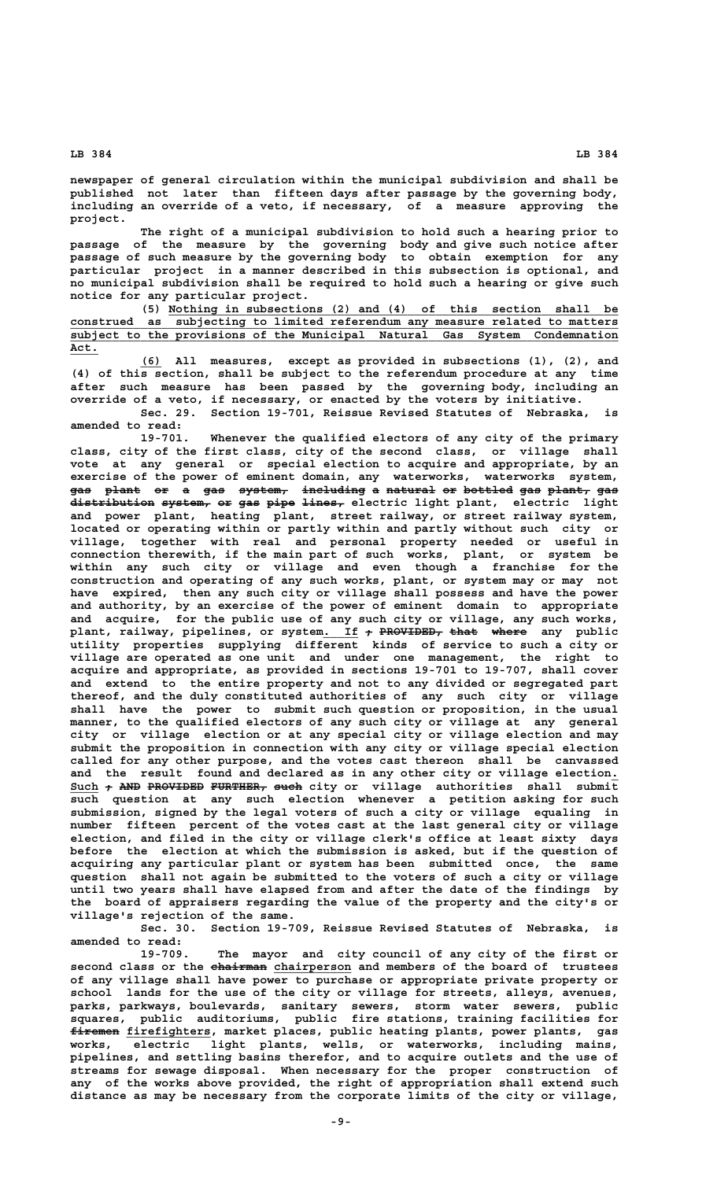newspaper of general circulation within the municipal subdivision and shall be published not later than fifteen days after passage by the governing body, including an override of a veto, if necessary, of a measure approving the project.

The right of a municipal subdivision to hold such a hearing prior to passage of the measure by the governing body and give such notice after passage of such measure by the governing body to obtain exemption for any particular project in a manner described in this subsection is optional, and no municipal subdivision shall be required to hold such a hearing or give such notice for any particular project.

(5) Nothing in subsections (2) and (4) of this section shall be construed as subjecting to limited referendum any measure related to matters subject to the provisions of the Municipal Natural Gas System Condemnation Act.

(6) All measures, except as provided in subsections (1), (2), and (4) of this section, shall be subject to the referendum procedure at any time after such measure has been passed by the governing body, including an override of a veto, if necessary, or enacted by the voters by initiative.

Sec. 29. Section 19-701, Reissue Revised Statutes of Nebraska, is amended to read:

19-701. Whenever the qualified electors of any city of the primary class, city of the first class, city of the second class, or village shall vote at any general or special election to acquire and appropriate, by an exercise of the power of eminent domain, any waterworks, waterworks system, ~~gas plant or a gas system, including a natural or bottled gas plant, gas distribution system, or gas pipe lines,~~ electric light plant, electric light and power plant, heating plant, street railway, or street railway system, located or operating within or partly within and partly without such city or village, together with real and personal property needed or useful in connection therewith, if the main part of such works, plant, or system be within any such city or village and even though a franchise for the construction and operating of any such works, plant, or system may or may not have expired, then any such city or village shall possess and have the power and authority, by an exercise of the power of eminent domain to appropriate and acquire, for the public use of any such city or village, any such works, plant, railway, pipelines, or system. If ~~; PROVIDED, that where~~ any public utility properties supplying different kinds of service to such a city or village are operated as one unit and under one management, the right to acquire and appropriate, as provided in sections 19-701 to 19-707, shall cover and extend to the entire property and not to any divided or segregated part thereof, and the duly constituted authorities of any such city or village shall have the power to submit such question or proposition, in the usual manner, to the qualified electors of any such city or village at any general city or village election or at any special city or village election and may submit the proposition in connection with any city or village special election called for any other purpose, and the votes cast thereon shall be canvassed and the result found and declared as in any other city or village election. Such ~~; AND PROVIDED FURTHER, such~~ city or village authorities shall submit such question at any such election whenever a petition asking for such submission, signed by the legal voters of such a city or village equaling in number fifteen percent of the votes cast at the last general city or village election, and filed in the city or village clerk's office at least sixty days before the election at which the submission is asked, but if the question of acquiring any particular plant or system has been submitted once, the same question shall not again be submitted to the voters of such a city or village until two years shall have elapsed from and after the date of the findings by the board of appraisers regarding the value of the property and the city's or village's rejection of the same.

Sec. 30. Section 19-709, Reissue Revised Statutes of Nebraska, is amended to read:

19-709. The mayor and city council of any city of the first or second class or the ~~chairman~~ chairperson and members of the board of trustees of any village shall have power to purchase or appropriate private property or school lands for the use of the city or village for streets, alleys, avenues, parks, parkways, boulevards, sanitary sewers, storm water sewers, public squares, public auditoriums, public fire stations, training facilities for ~~firemen~~ firefighters, market places, public heating plants, power plants, gas works, electric light plants, wells, or waterworks, including mains, pipelines, and settling basins therefor, and to acquire outlets and the use of streams for sewage disposal. When necessary for the proper construction of any of the works above provided, the right of appropriation shall extend such distance as may be necessary from the corporate limits of the city or village,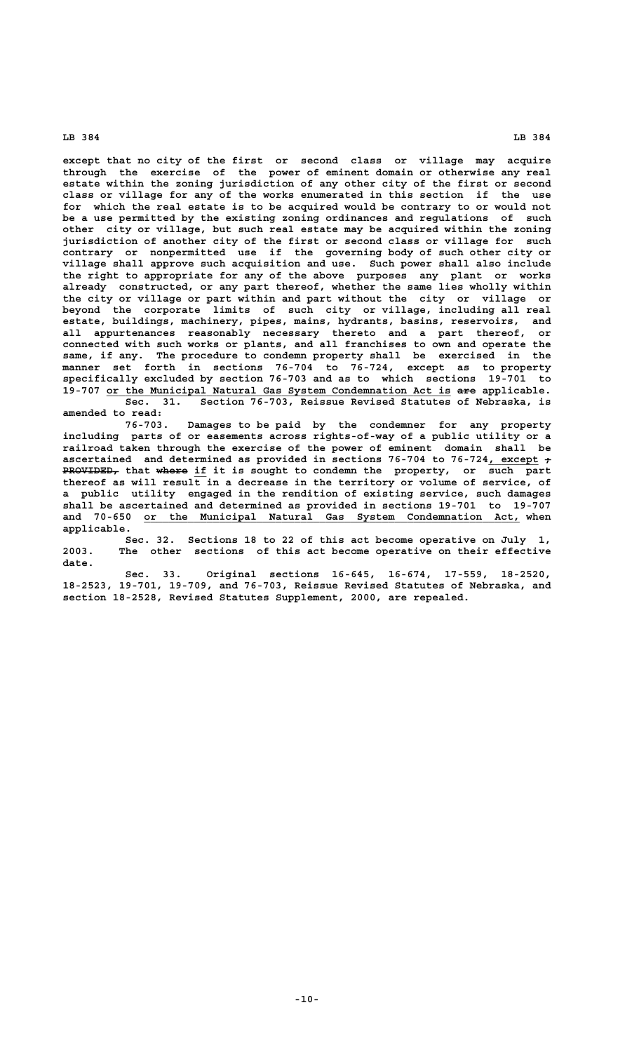except that no city of the first or second class or village may acquire through the exercise of the power of eminent domain or otherwise any real estate within the zoning jurisdiction of any other city of the first or second class or village for any of the works enumerated in this section if the use for which the real estate is to be acquired would be contrary to or would not be a use permitted by the existing zoning ordinances and regulations of such other city or village, but such real estate may be acquired within the zoning jurisdiction of another city of the first or second class or village for such contrary or nonpermitted use if the governing body of such other city or village shall approve such acquisition and use. Such power shall also include the right to appropriate for any of the above purposes any plant or works already constructed, or any part thereof, whether the same lies wholly within the city or village or part within and part without the city or village or beyond the corporate limits of such city or village, including all real estate, buildings, machinery, pipes, mains, hydrants, basins, reservoirs, and all appurtenances reasonably necessary thereto and a part thereof, or connected with such works or plants, and all franchises to own and operate the same, if any. The procedure to condemn property shall be exercised in the manner set forth in sections 76-704 to 76-724, except as to property specifically excluded by section 76-703 and as to which sections 19-701 to 19-707 or the Municipal Natural Gas System Condemnation Act is ~~are~~ applicable.

Sec. 31. Section 76-703, Reissue Revised Statutes of Nebraska, is amended to read:

76-703. Damages to be paid by the condemner for any property including parts of or easements across rights-of-way of a public utility or a railroad taken through the exercise of the power of eminent domain shall be ascertained and determined as provided in sections 76-704 to 76-724, except ~~;~~ ~~PROVIDED,~~ that ~~where~~ if it is sought to condemn the property, or such part thereof as will result in a decrease in the territory or volume of service, of a public utility engaged in the rendition of existing service, such damages shall be ascertained and determined as provided in sections 19-701 to 19-707 and 70-650 or the Municipal Natural Gas System Condemnation Act, when applicable.

Sec. 32. Sections 18 to 22 of this act become operative on July 1, 2003. The other sections of this act become operative on their effective date.

Sec. 33. Original sections 16-645, 16-674, 17-559, 18-2520, 18-2523, 19-701, 19-709, and 76-703, Reissue Revised Statutes of Nebraska, and section 18-2528, Revised Statutes Supplement, 2000, are repealed.